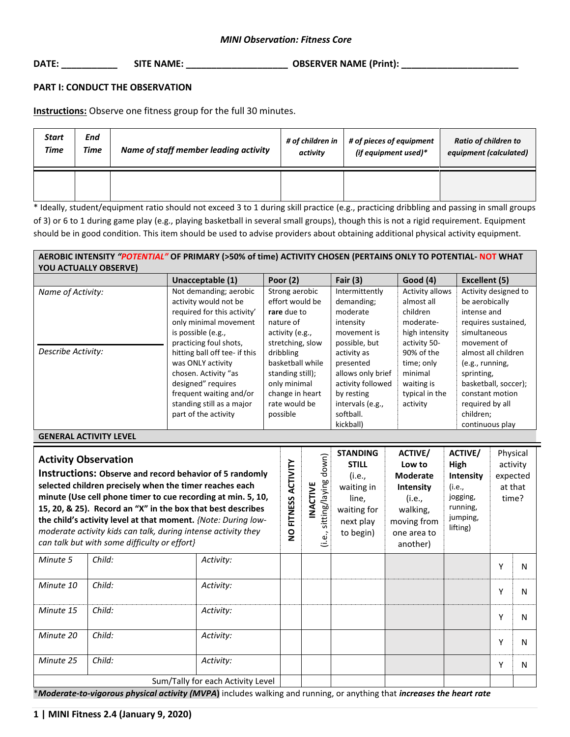*MINI Observation: Fitness Core*

**DATE: ___________ SITE NAME: ____________________ OBSERVER NAME (Print): _______________________**

**PART I: CONDUCT THE OBSERVATION**

**Instructions:** Observe one fitness group for the full 30 minutes.

| *Start Time* | *End Time* | *Name of staff member leading activity* | *# of children in activity* | *# of pieces of equipment (if equipment used)** | *Ratio of children to equipment (calculated)* |
|---|---|---|---|---|---|
| | | | | | |

* Ideally, student/equipment ratio should not exceed 3 to 1 during skill practice (e.g., practicing dribbling and passing in small groups of 3) or 6 to 1 during game play (e.g., playing basketball in several small groups), though this is not a rigid requirement. Equipment should be in good condition. This item should be used to advise providers about obtaining additional physical activity equipment.

| **AEROBIC INTENSITY *"POTENTIAL"* OF PRIMARY (>50% of time) ACTIVITY CHOSEN (PERTAINS ONLY TO POTENTIAL- NOT WHAT YOU ACTUALLY OBSERVE)** | | | | | |
|---|---|---|---|---|---|
| | **Unacceptable (1)** | **Poor (2)** | **Fair (3)** | **Good (4)** | **Excellent (5)** |
| *Name of Activity:*<br><br>*Describe Activity:* | Not demanding; aerobic activity would not be required for this activity' only minimal movement is possible (e.g., practicing foul shots, hitting ball off tee- if this was ONLY activity chosen. Activity "as designed" requires frequent waiting and/or standing still as a major part of the activity | Strong aerobic effort would be **rare** due to nature of activity (e.g., stretching, slow dribbling basketball while standing still); only minimal change in heart rate would be possible | Intermittently demanding; moderate intensity movement is possible, but activity as presented allows only brief activity followed by resting intervals (e.g., softball. kickball) | Activity allows almost all children moderate-high intensity activity 50-90% of the time; only minimal waiting is typical in the activity | Activity designed to be aerobically intense and requires sustained, simultaneous movement of almost all children (e.g., running, sprinting, basketball, soccer); constant motion required by all children; continuous play |

**GENERAL ACTIVITY LEVEL**

| **Activity Observation**<br>**Instructions: Observe and record behavior of 5 randomly selected children precisely when the timer reaches each minute (Use cell phone timer to cue recording at min. 5, 10, 15, 20, & 25). Record an "X" in the box that best describes the child's activity level at that moment.** *{Note: During low-moderate activity kids can talk, during intense activity they can talk but with some difficulty or effort}* | | | **NO FITNESS ACTIVITY** | **INACTIVE** (i.e., sitting/laying down) | **STANDING STILL** (i.e., waiting in line, waiting for next play to begin) | **ACTIVE/ Low to Moderate Intensity** (i.e., walking, moving from one area to another) | **ACTIVE/ High Intensity** (i.e., jogging, running, jumping, lifting) | Physical activity expected at that time? | |
|---|---|---|---|---|---|---|---|---|---|
| *Minute 5* | *Child:* | *Activity:* | | | | | | Y | N |
| *Minute 10* | *Child:* | *Activity:* | | | | | | Y | N |
| *Minute 15* | *Child:* | *Activity:* | | | | | | Y | N |
| *Minute 20* | *Child:* | *Activity:* | | | | | | Y | N |
| *Minute 25* | *Child:* | *Activity:* | | | | | | Y | N |
| | | Sum/Tally for each Activity Level | | | | | | | |

*Moderate-to-vigorous physical activity (MVPA)* includes walking and running, or anything that ***increases the heart rate***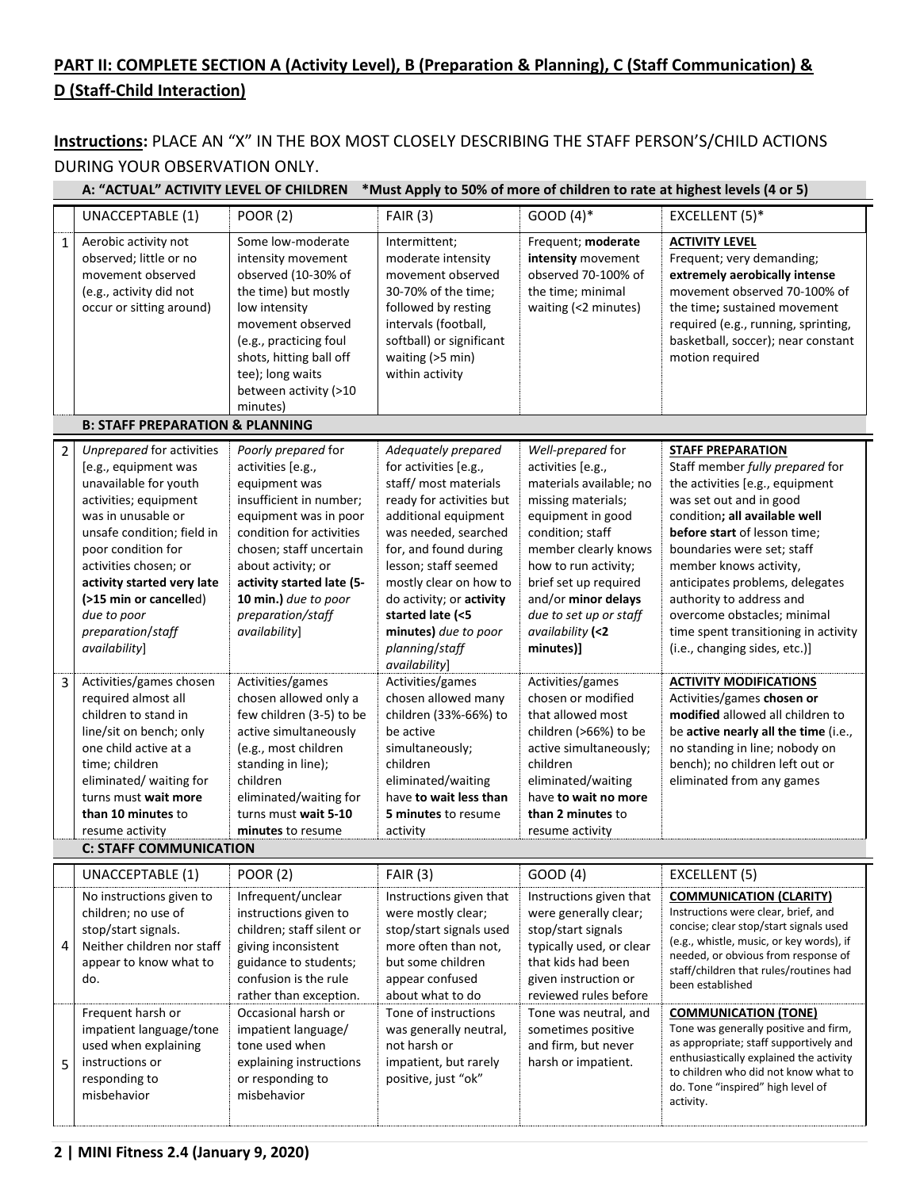## PART II: COMPLETE SECTION A (Activity Level), B (Preparation & Planning), C (Staff Communication) & D (Staff-Child Interaction)

**Instructions:** PLACE AN "X" IN THE BOX MOST CLOSELY DESCRIBING THE STAFF PERSON'S/CHILD ACTIONS DURING YOUR OBSERVATION ONLY.

**A: "ACTUAL" ACTIVITY LEVEL OF CHILDREN \*Must Apply to 50% of more of children to rate at highest levels (4 or 5)**

| | UNACCEPTABLE (1) | POOR (2) | FAIR (3) | GOOD (4)* | EXCELLENT (5)* |
|---|---|---|---|---|---|
| 1 | Aerobic activity not observed; little or no movement observed (e.g., activity did not occur or sitting around) | Some low-moderate intensity movement observed (10-30% of the time) but mostly low intensity movement observed (e.g., practicing foul shots, hitting ball off tee); long waits between activity (>10 minutes) | Intermittent; moderate intensity movement observed 30-70% of the time; followed by resting intervals (football, softball) or significant waiting (>5 min) within activity | Frequent; **moderate intensity** movement observed 70-100% of the time; minimal waiting (<2 minutes) | **ACTIVITY LEVEL** Frequent; very demanding; **extremely aerobically intense** movement observed 70-100% of the time**;** sustained movement required (e.g., running, sprinting, basketball, soccer); near constant motion required |

**B: STAFF PREPARATION & PLANNING**

| | UNACCEPTABLE (1) | POOR (2) | FAIR (3) | GOOD (4)* | EXCELLENT (5)* |
|---|---|---|---|---|---|
| 2 | *Unprepared* for activities [e.g., equipment was unavailable for youth activities; equipment was in unusable or unsafe condition; field in poor condition for activities chosen; or **activity started very late (>15 min or cancelled**) *due to poor preparation/staff availability*] | *Poorly prepared* for activities [e.g., equipment was insufficient in number; equipment was in poor condition for activities chosen; staff uncertain about activity; or **activity started late (5-10 min.)** *due to poor preparation/staff availability*] | *Adequately prepared* for activities [e.g., staff/ most materials ready for activities but additional equipment was needed, searched for, and found during lesson; staff seemed mostly clear on how to do activity; or **activity started late (<5 minutes)** *due to poor planning/staff availability*] | *Well-prepared* for activities [e.g., materials available; no missing materials; equipment in good condition; staff member clearly knows how to run activity; brief set up required and/or **minor delays** *due to set up or staff availability* **(<2 minutes)]** | **STAFF PREPARATION** Staff member *fully prepared* for the activities [e.g., equipment was set out and in good condition**; all available well before start** of lesson time; boundaries were set; staff member knows activity, anticipates problems, delegates authority to address and overcome obstacles; minimal time spent transitioning in activity (i.e., changing sides, etc.)] |
| 3 | Activities/games chosen required almost all children to stand in line/sit on bench; only one child active at a time; children eliminated/ waiting for turns must **wait more than 10 minutes** to resume activity | Activities/games chosen allowed only a few children (3-5) to be active simultaneously (e.g., most children standing in line); children eliminated/waiting for turns must **wait 5-10 minutes** to resume | Activities/games chosen allowed many children (33%-66%) to be active simultaneously; children eliminated/waiting have **to wait less than 5 minutes** to resume activity | Activities/games chosen or modified that allowed most children (>66%) to be active simultaneously; children eliminated/waiting have **to wait no more than 2 minutes** to resume activity | **ACTIVITY MODIFICATIONS** Activities/games **chosen or modified** allowed all children to be **active nearly all the time** (i.e., no standing in line; nobody on bench); no children left out or eliminated from any games |

**C: STAFF COMMUNICATION**

| | UNACCEPTABLE (1) | POOR (2) | FAIR (3) | GOOD (4) | EXCELLENT (5) |
|---|---|---|---|---|---|
| 4 | No instructions given to children; no use of stop/start signals. Neither children nor staff appear to know what to do. | Infrequent/unclear instructions given to children; staff silent or giving inconsistent guidance to students; confusion is the rule rather than exception. | Instructions given that were mostly clear; stop/start signals used more often than not, but some children appear confused about what to do | Instructions given that were generally clear; stop/start signals typically used, or clear that kids had been given instruction or reviewed rules before | **COMMUNICATION (CLARITY)** Instructions were clear, brief, and concise; clear stop/start signals used (e.g., whistle, music, or key words), if needed, or obvious from response of staff/children that rules/routines had been established |
| 5 | Frequent harsh or impatient language/tone used when explaining instructions or responding to misbehavior | Occasional harsh or impatient language/ tone used when explaining instructions or responding to misbehavior | Tone of instructions was generally neutral, not harsh or impatient, but rarely positive, just "ok" | Tone was neutral, and sometimes positive and firm, but never harsh or impatient. | **COMMUNICATION (TONE)** Tone was generally positive and firm, as appropriate; staff supportively and enthusiastically explained the activity to children who did not know what to do. Tone "inspired" high level of activity. |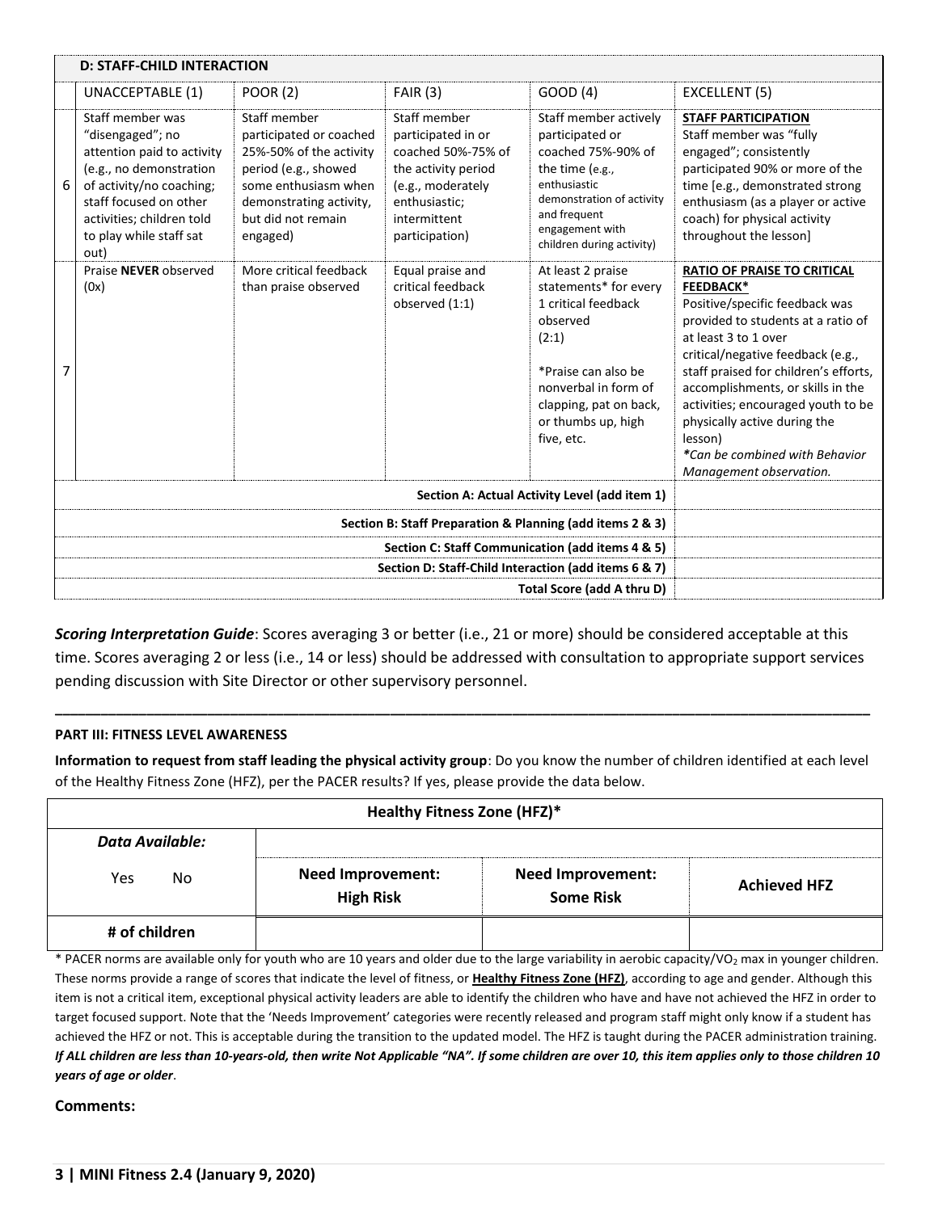| D: STAFF-CHILD INTERACTION | | | | | |
|---|---|---|---|---|---|
| | UNACCEPTABLE (1) | POOR (2) | FAIR (3) | GOOD (4) | EXCELLENT (5) |
| 6 | Staff member was "disengaged"; no attention paid to activity (e.g., no demonstration of activity/no coaching; staff focused on other activities; children told to play while staff sat out) | Staff member participated or coached 25%-50% of the activity period (e.g., showed some enthusiasm when demonstrating activity, but did not remain engaged) | Staff member participated in or coached 50%-75% of the activity period (e.g., moderately enthusiastic; intermittent participation) | Staff member actively participated or coached 75%-90% of the time (e.g., enthusiastic demonstration of activity and frequent engagement with children during activity) | **STAFF PARTICIPATION** Staff member was "fully engaged"; consistently participated 90% or more of the time [e.g., demonstrated strong enthusiasm (as a player or active coach) for physical activity throughout the lesson] |
| 7 | Praise **NEVER** observed (0x) | More critical feedback than praise observed | Equal praise and critical feedback observed (1:1) | At least 2 praise statements* for every 1 critical feedback observed (2:1) *Praise can also be nonverbal in form of clapping, pat on back, or thumbs up, high five, etc. | **RATIO OF PRAISE TO CRITICAL FEEDBACK*** Positive/specific feedback was provided to students at a ratio of at least 3 to 1 over critical/negative feedback (e.g., staff praised for children's efforts, accomplishments, or skills in the activities; encouraged youth to be physically active during the lesson) *\*Can be combined with Behavior Management observation.* |
| | | | | **Section A: Actual Activity Level (add item 1)** | |
| | | | | **Section B: Staff Preparation & Planning (add items 2 & 3)** | |
| | | | | **Section C: Staff Communication (add items 4 & 5)** | |
| | | | | **Section D: Staff-Child Interaction (add items 6 & 7)** | |
| | | | | **Total Score (add A thru D)** | |

***Scoring Interpretation Guide***: Scores averaging 3 or better (i.e., 21 or more) should be considered acceptable at this time. Scores averaging 2 or less (i.e., 14 or less) should be addressed with consultation to appropriate support services pending discussion with Site Director or other supervisory personnel.

---

**PART III: FITNESS LEVEL AWARENESS**

**Information to request from staff leading the physical activity group**: Do you know the number of children identified at each level of the Healthy Fitness Zone (HFZ), per the PACER results? If yes, please provide the data below.

| Healthy Fitness Zone (HFZ)* | | | |
|---|---|---|---|
| ***Data Available:*** | | | |
| Yes No | **Need Improvement: High Risk** | **Need Improvement: Some Risk** | **Achieved HFZ** |
| **# of children** | | | |

\* PACER norms are available only for youth who are 10 years and older due to the large variability in aerobic capacity/$VO_2$ max in younger children. These norms provide a range of scores that indicate the level of fitness, or **Healthy Fitness Zone (HFZ)**, according to age and gender. Although this item is not a critical item, exceptional physical activity leaders are able to identify the children who have and have not achieved the HFZ in order to target focused support. Note that the 'Needs Improvement' categories were recently released and program staff might only know if a student has achieved the HFZ or not. This is acceptable during the transition to the updated model. The HFZ is taught during the PACER administration training. ***If ALL children are less than 10-years-old, then write Not Applicable "NA". If some children are over 10, this item applies only to those children 10 years of age or older***.

**Comments:**